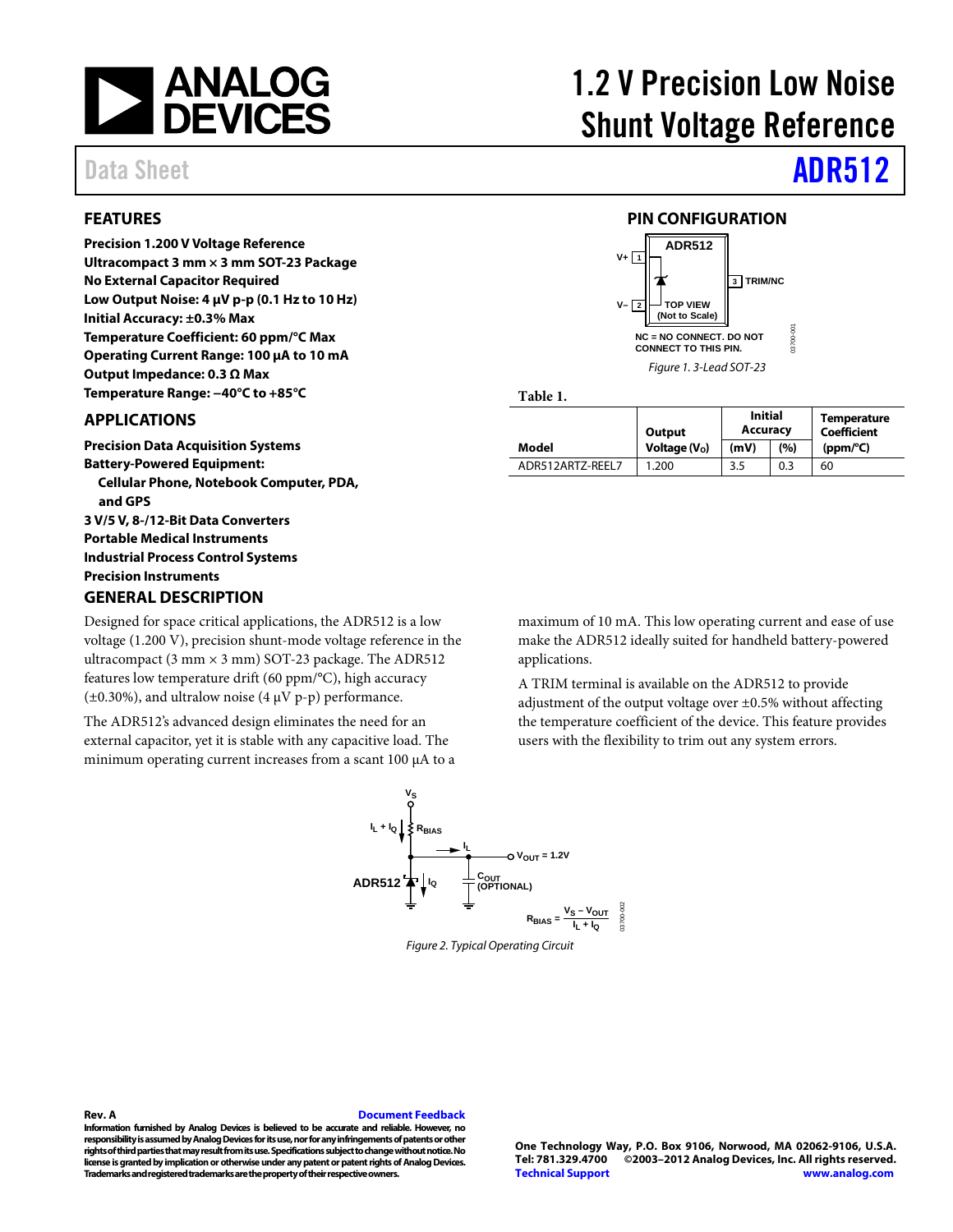# 1.2 V Precision Low Noise Shunt Voltage Reference

Data Sheet **ADR512**

## FEATURES

**Precision 1.200 V Voltage Reference**
**Ultracompact 3 mm × 3 mm SOT-23 Package**
**No External Capacitor Required**
**Low Output Noise: 4 μV p-p (0.1 Hz to 10 Hz)**
**Initial Accuracy: ±0.3% Max**
**Temperature Coefficient: 60 ppm/°C Max**
**Operating Current Range: 100 μA to 10 mA**
**Output Impedance: 0.3 Ω Max**
**Temperature Range: −40°C to +85°C**

## APPLICATIONS

**Precision Data Acquisition Systems**
**Battery-Powered Equipment:**
  **Cellular Phone, Notebook Computer, PDA, and GPS**
**3 V/5 V, 8-/12-Bit Data Converters**
**Portable Medical Instruments**
**Industrial Process Control Systems**
**Precision Instruments**

## PIN CONFIGURATION

NC = NO CONNECT. DO NOT CONNECT TO THIS PIN.

*Figure 1. 3-Lead SOT-23*

**Table 1.**

| Model | Output Voltage ($V_O$) | Initial Accuracy (mV) | Initial Accuracy (%) | Temperature Coefficient (ppm/°C) |
|---|---|---|---|---|
| ADR512ARTZ-REEL7 | 1.200 | 3.5 | 0.3 | 60 |

## GENERAL DESCRIPTION

Designed for space critical applications, the ADR512 is a low voltage (1.200 V), precision shunt-mode voltage reference in the ultracompact (3 mm × 3 mm) SOT-23 package. The ADR512 features low temperature drift (60 ppm/°C), high accuracy (±0.30%), and ultralow noise (4 μV p-p) performance.

The ADR512's advanced design eliminates the need for an external capacitor, yet it is stable with any capacitive load. The minimum operating current increases from a scant 100 μA to a maximum of 10 mA. This low operating current and ease of use make the ADR512 ideally suited for handheld battery-powered applications.

A TRIM terminal is available on the ADR512 to provide adjustment of the output voltage over ±0.5% without affecting the temperature coefficient of the device. This feature provides users with the flexibility to trim out any system errors.

$$R_{BIAS} = \frac{V_S - V_{OUT}}{I_L + I_Q}$$

*Figure 2. Typical Operating Circuit*

Rev. A Document Feedback
Information furnished by Analog Devices is believed to be accurate and reliable. However, no responsibility is assumed by Analog Devices for its use, nor for any infringements of patents or other rights of third parties that may result from its use. Specifications subject to change without notice. No license is granted by implication or otherwise under any patent or patent rights of Analog Devices. Trademarks and registered trademarks are the property of their respective owners.

One Technology Way, P.O. Box 9106, Norwood, MA 02062-9106, U.S.A.
Tel: 781.329.4700 ©2003–2012 Analog Devices, Inc. All rights reserved.
Technical Support www.analog.com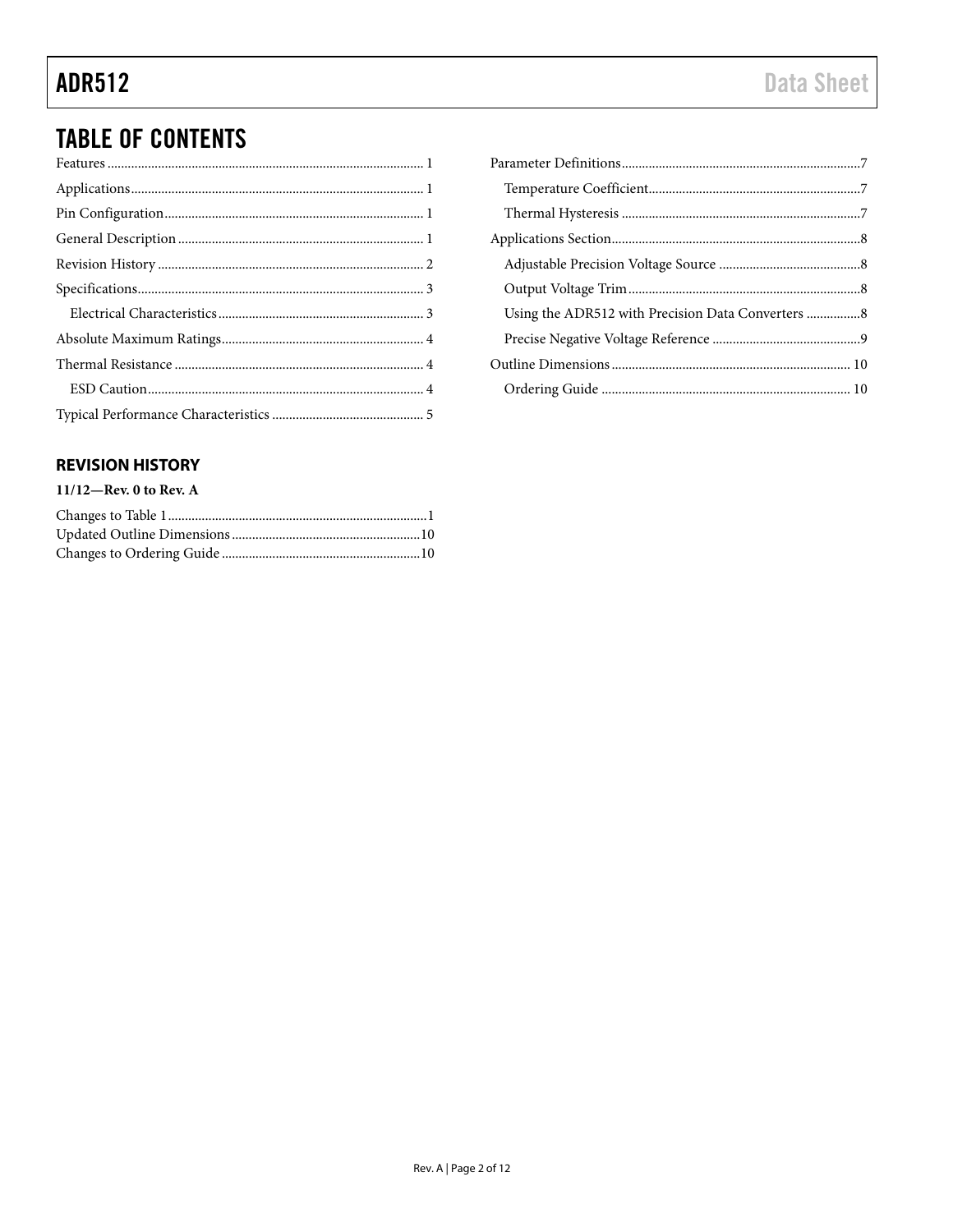## TABLE OF CONTENTS

Features .......... 1
Applications .......... 1
Pin Configuration .......... 1
General Description .......... 1
Revision History .......... 2
Specifications .......... 3
  Electrical Characteristics .......... 3
Absolute Maximum Ratings .......... 4
Thermal Resistance .......... 4
  ESD Caution .......... 4
Typical Performance Characteristics .......... 5
Parameter Definitions .......... 7
  Temperature Coefficient .......... 7
  Thermal Hysteresis .......... 7
Applications Section .......... 8
  Adjustable Precision Voltage Source .......... 8
  Output Voltage Trim .......... 8
  Using the ADR512 with Precision Data Converters .......... 8
  Precise Negative Voltage Reference .......... 9
Outline Dimensions .......... 10
  Ordering Guide .......... 10

### REVISION HISTORY

**11/12—Rev. 0 to Rev. A**

Changes to Table 1 .......... 1
Updated Outline Dimensions .......... 10
Changes to Ordering Guide .......... 10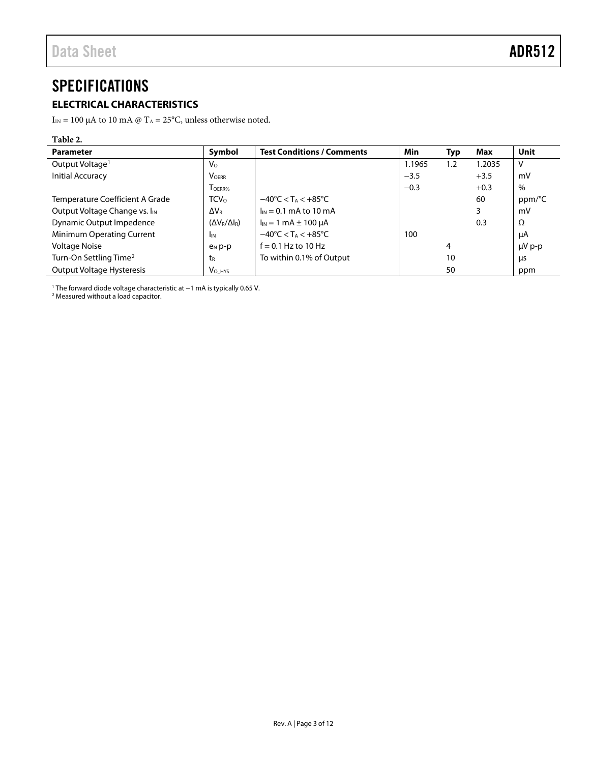# SPECIFICATIONS

## ELECTRICAL CHARACTERISTICS

$I_{IN}$ = 100 µA to 10 mA @ $T_A$ = 25°C, unless otherwise noted.

**Table 2.**

| Parameter | Symbol | Test Conditions / Comments | Min | Typ | Max | Unit |
|---|---|---|---|---|---|---|
| Output Voltage[1] | $V_O$ | | 1.1965 | 1.2 | 1.2035 | V |
| Initial Accuracy | $V_{OERR}$ | | −3.5 | | +3.5 | mV |
| | $T_{OERR\%}$ | | −0.3 | | +0.3 | % |
| Temperature Coefficient A Grade | $TCV_O$ | −40°C < $T_A$ < +85°C | | | 60 | ppm/°C |
| Output Voltage Change vs. $I_{IN}$ | $\Delta V_R$ | $I_{IN}$ = 0.1 mA to 10 mA | | | 3 | mV |
| Dynamic Output Impedence | $(\Delta V_R/\Delta I_R)$ | $I_{IN}$ = 1 mA ± 100 µA | | | 0.3 | Ω |
| Minimum Operating Current | $I_{IN}$ | −40°C < $T_A$ < +85°C | 100 | | | µA |
| Voltage Noise | $e_N$ p-p | f = 0.1 Hz to 10 Hz | | 4 | | µV p-p |
| Turn-On Settling Time[2] | $t_R$ | To within 0.1% of Output | | 10 | | µs |
| Output Voltage Hysteresis | $V_{O\_HYS}$ | | | 50 | | ppm |

[1] The forward diode voltage characteristic at −1 mA is typically 0.65 V.
[2] Measured without a load capacitor.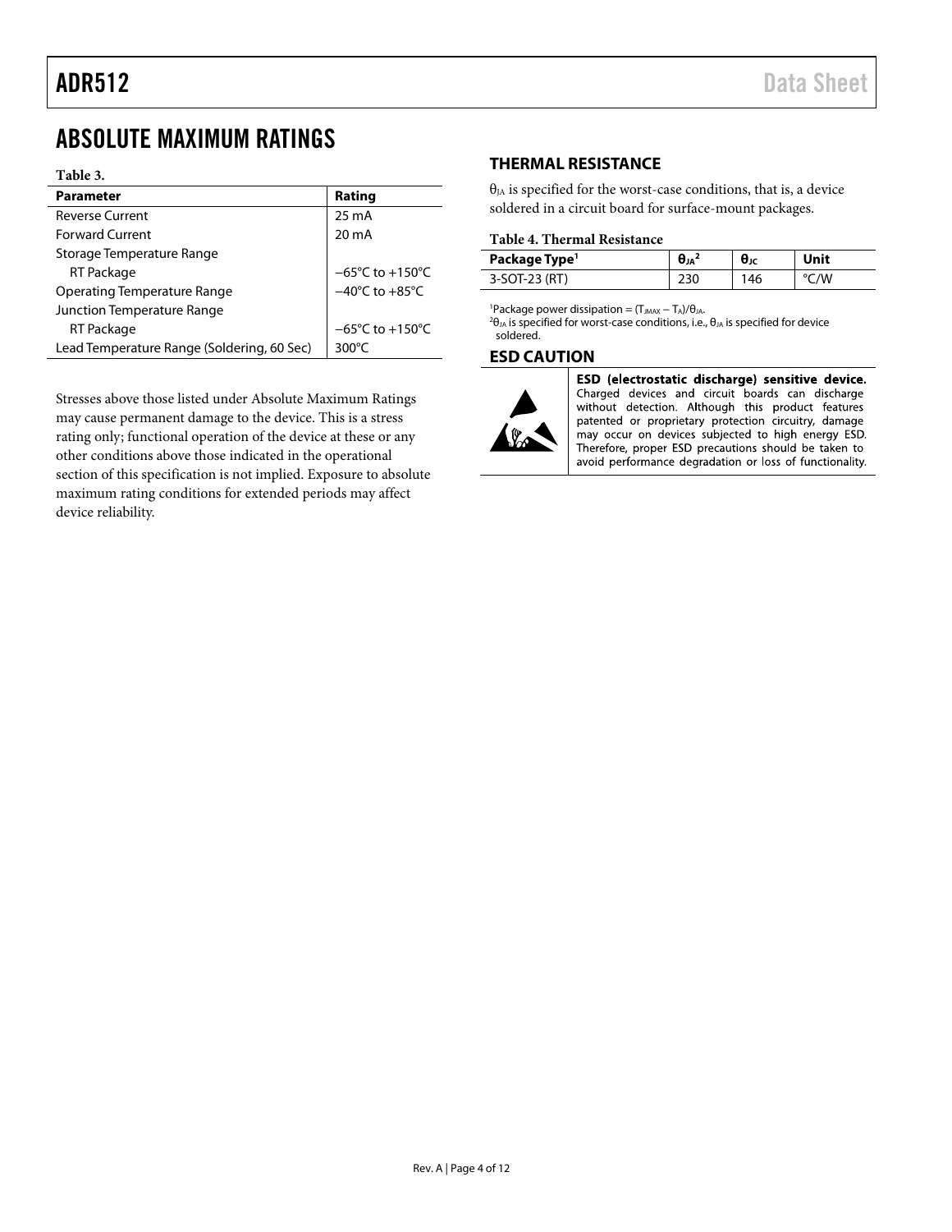# ABSOLUTE MAXIMUM RATINGS

**Table 3.**

| Parameter | Rating |
|---|---|
| Reverse Current | 25 mA |
| Forward Current | 20 mA |
| Storage Temperature Range | |
| RT Package | −65°C to +150°C |
| Operating Temperature Range | −40°C to +85°C |
| Junction Temperature Range | |
| RT Package | −65°C to +150°C |
| Lead Temperature Range (Soldering, 60 Sec) | 300°C |

Stresses above those listed under Absolute Maximum Ratings may cause permanent damage to the device. This is a stress rating only; functional operation of the device at these or any other conditions above those indicated in the operational section of this specification is not implied. Exposure to absolute maximum rating conditions for extended periods may affect device reliability.

## THERMAL RESISTANCE

$\theta_{JA}$ is specified for the worst-case conditions, that is, a device soldered in a circuit board for surface-mount packages.

**Table 4. Thermal Resistance**

| Package Type[1] | $\theta_{JA}$[2] | $\theta_{JC}$ | Unit |
|---|---|---|---|
| 3-SOT-23 (RT) | 230 | 146 | °C/W |

[1]Package power dissipation = $(T_{JMAX} - T_A)/\theta_{JA}$.
[2]$\theta_{JA}$ is specified for worst-case conditions, i.e., $\theta_{JA}$ is specified for device soldered.

## ESD CAUTION

**ESD (electrostatic discharge) sensitive device.** Charged devices and circuit boards can discharge without detection. Although this product features patented or proprietary protection circuitry, damage may occur on devices subjected to high energy ESD. Therefore, proper ESD precautions should be taken to avoid performance degradation or loss of functionality.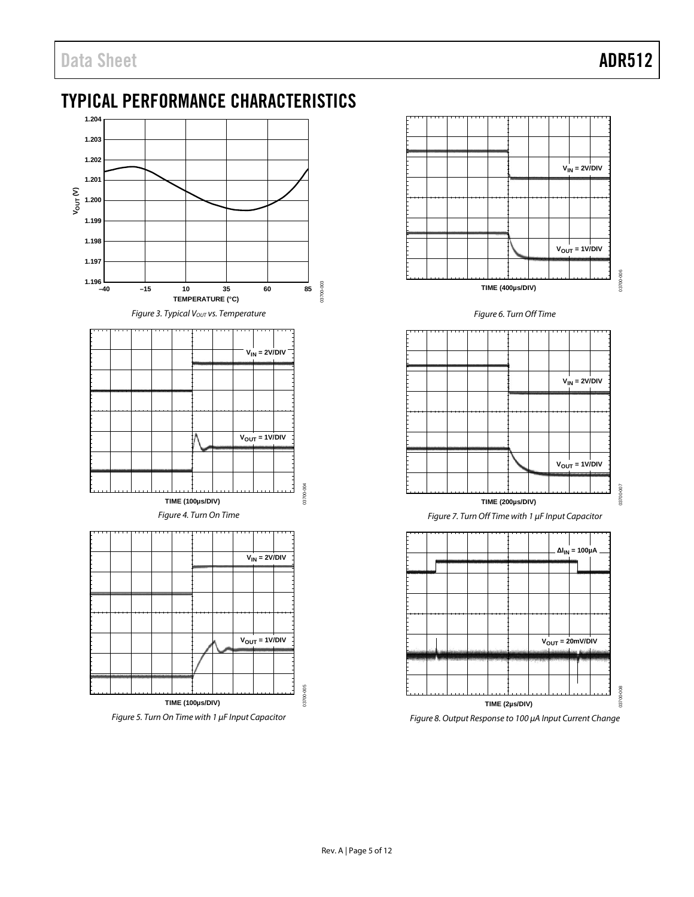## TYPICAL PERFORMANCE CHARACTERISTICS

*Figure 3. Typical $V_{OUT}$ vs. Temperature*

*Figure 4. Turn On Time*

*Figure 5. Turn On Time with 1 µF Input Capacitor*

*Figure 6. Turn Off Time*

*Figure 7. Turn Off Time with 1 µF Input Capacitor*

*Figure 8. Output Response to 100 µA Input Current Change*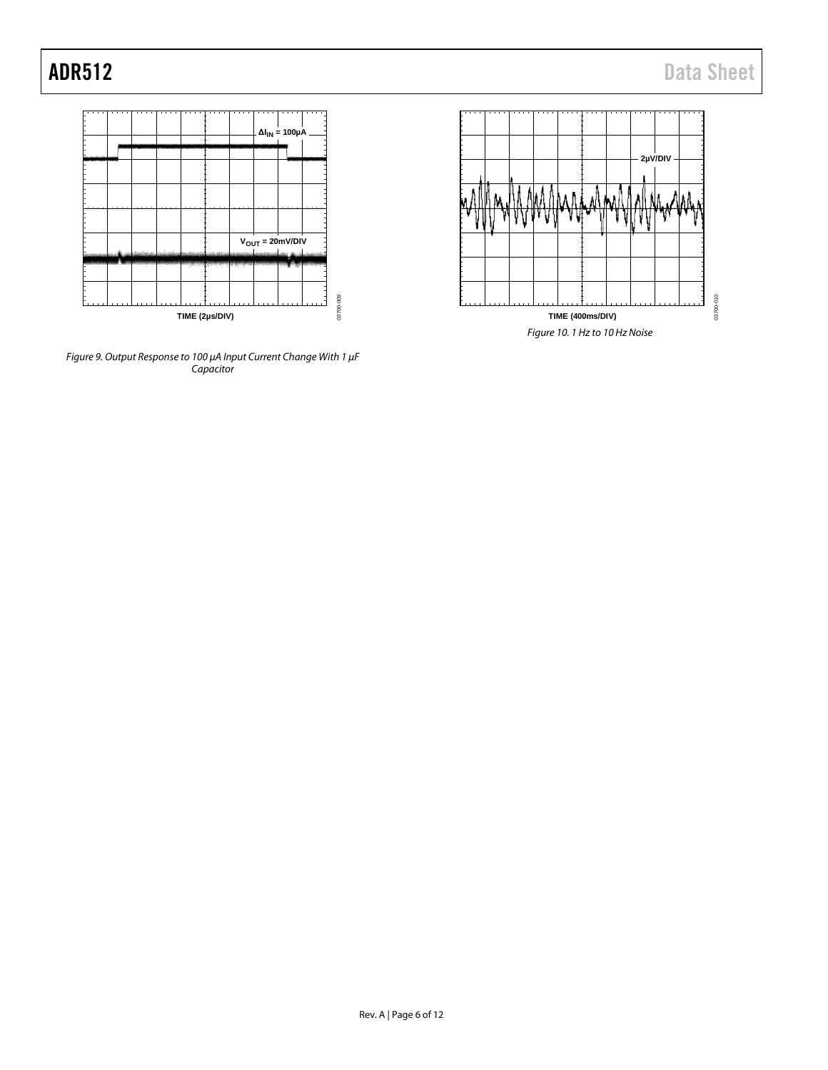Figure 9. Output Response to 100 µA Input Current Change With 1 µF Capacitor

Figure 10. 1 Hz to 10 Hz Noise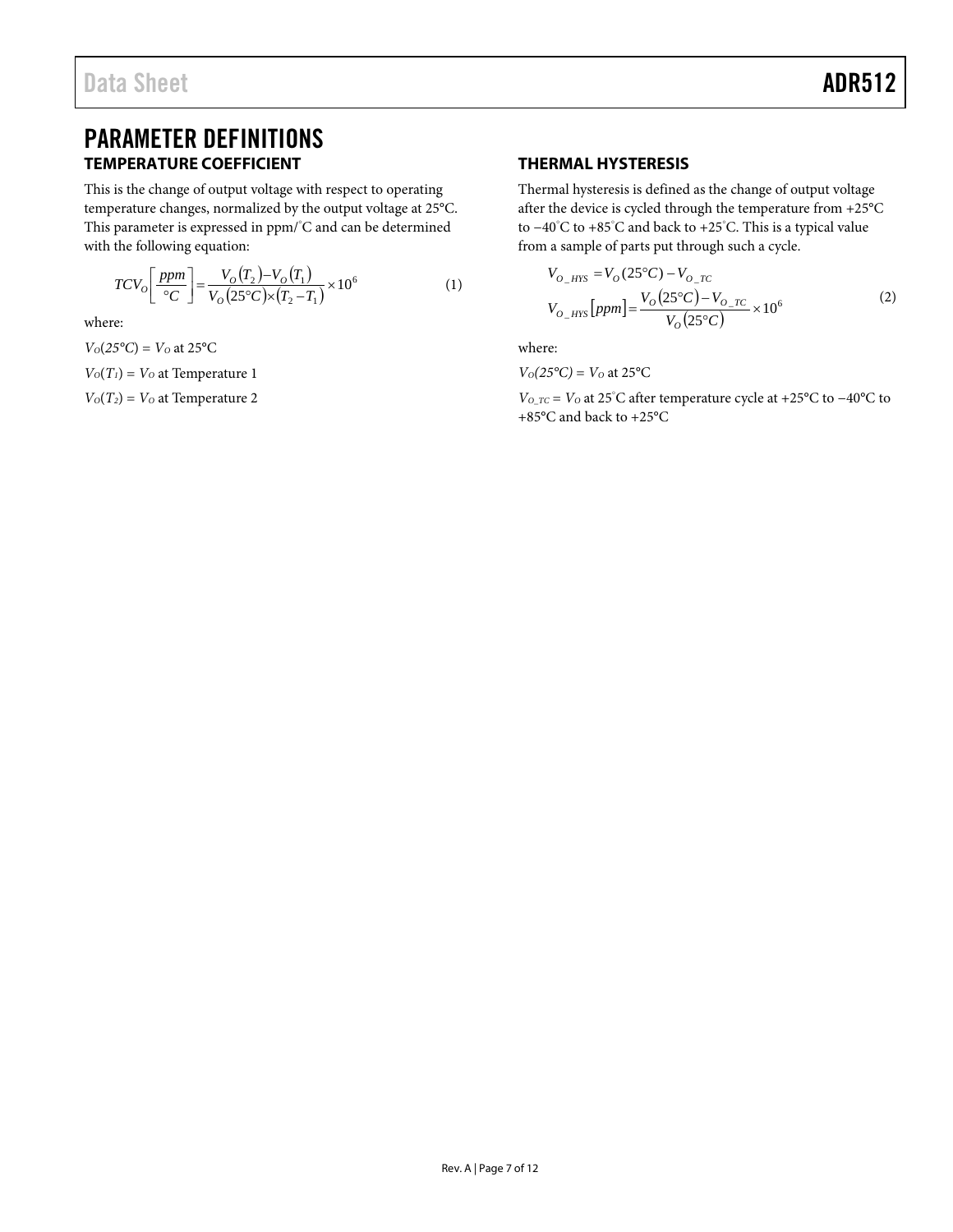# PARAMETER DEFINITIONS

## TEMPERATURE COEFFICIENT

This is the change of output voltage with respect to operating temperature changes, normalized by the output voltage at 25°C. This parameter is expressed in ppm/°C and can be determined with the following equation:

$$TCV_O\left[\frac{ppm}{°C}\right] = \frac{V_O(T_2) - V_O(T_1)}{V_O(25°C) \times (T_2 - T_1)} \times 10^6 \quad (1)$$

where:

$V_O(25°C) = V_O$ at 25°C

$V_O(T_1) = V_O$ at Temperature 1

$V_O(T_2) = V_O$ at Temperature 2

## THERMAL HYSTERESIS

Thermal hysteresis is defined as the change of output voltage after the device is cycled through the temperature from +25°C to −40°C to +85°C and back to +25°C. This is a typical value from a sample of parts put through such a cycle.

$$V_{O\_HYS} = V_O(25°C) - V_{O\_TC}$$

$$V_{O\_HYS}[ppm] = \frac{V_O(25°C) - V_{O\_TC}}{V_O(25°C)} \times 10^6 \quad (2)$$

where:

$V_O(25°C) = V_O$ at 25°C

$V_{O\_TC} = V_O$ at 25°C after temperature cycle at +25°C to −40°C to +85°C and back to +25°C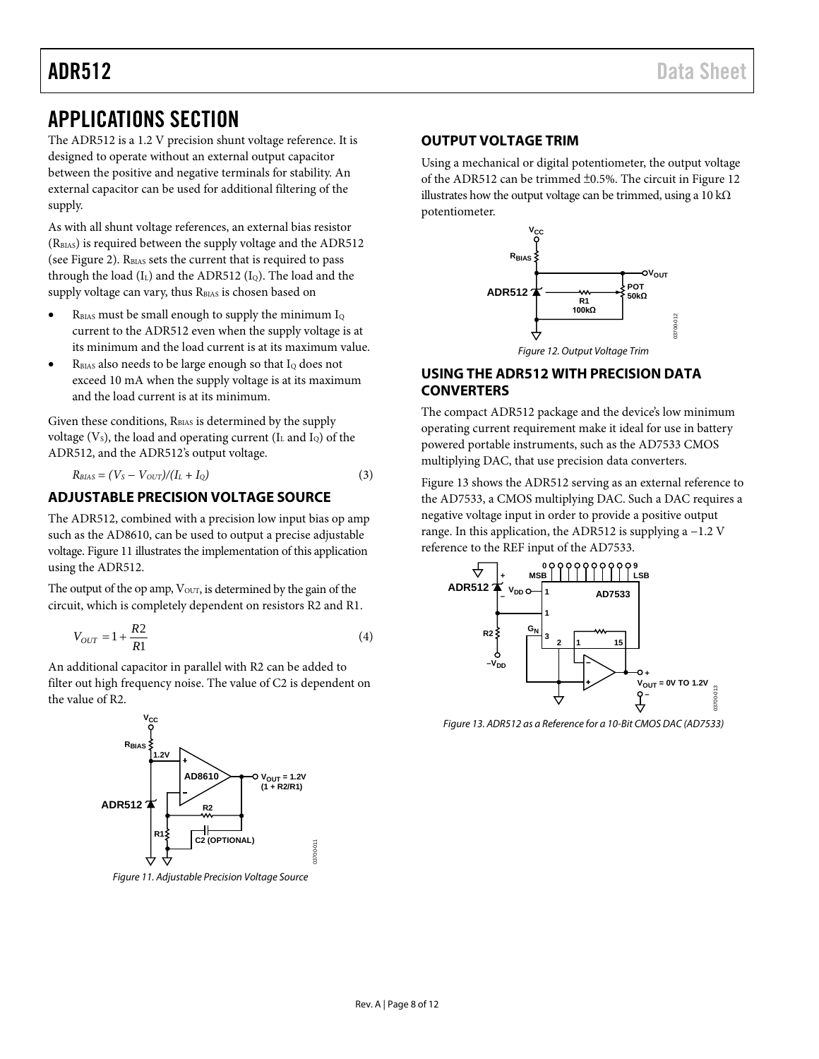# APPLICATIONS SECTION

The ADR512 is a 1.2 V precision shunt voltage reference. It is designed to operate without an external output capacitor between the positive and negative terminals for stability. An external capacitor can be used for additional filtering of the supply.

As with all shunt voltage references, an external bias resistor ($R_{BIAS}$) is required between the supply voltage and the ADR512 (see Figure 2). $R_{BIAS}$ sets the current that is required to pass through the load ($I_L$) and the ADR512 ($I_Q$). The load and the supply voltage can vary, thus $R_{BIAS}$ is chosen based on

- $R_{BIAS}$ must be small enough to supply the minimum $I_Q$ current to the ADR512 even when the supply voltage is at its minimum and the load current is at its maximum value.
- $R_{BIAS}$ also needs to be large enough so that $I_Q$ does not exceed 10 mA when the supply voltage is at its maximum and the load current is at its minimum.

Given these conditions, $R_{BIAS}$ is determined by the supply voltage ($V_S$), the load and operating current ($I_L$ and $I_Q$) of the ADR512, and the ADR512's output voltage.

$$R_{BIAS} = (V_S - V_{OUT})/(I_L + I_Q) \quad (3)$$

## ADJUSTABLE PRECISION VOLTAGE SOURCE

The ADR512, combined with a precision low input bias op amp such as the AD8610, can be used to output a precise adjustable voltage. Figure 11 illustrates the implementation of this application using the ADR512.

The output of the op amp, $V_{OUT}$, is determined by the gain of the circuit, which is completely dependent on resistors R2 and R1.

$$V_{OUT} = 1 + \frac{R2}{R1} \quad (4)$$

An additional capacitor in parallel with R2 can be added to filter out high frequency noise. The value of C2 is dependent on the value of R2.

Figure 11. Adjustable Precision Voltage Source

## OUTPUT VOLTAGE TRIM

Using a mechanical or digital potentiometer, the output voltage of the ADR512 can be trimmed ±0.5%. The circuit in Figure 12 illustrates how the output voltage can be trimmed, using a 10 kΩ potentiometer.

Figure 12. Output Voltage Trim

## USING THE ADR512 WITH PRECISION DATA CONVERTERS

The compact ADR512 package and the device's low minimum operating current requirement make it ideal for use in battery powered portable instruments, such as the AD7533 CMOS multiplying DAC, that use precision data converters.

Figure 13 shows the ADR512 serving as an external reference to the AD7533, a CMOS multiplying DAC. Such a DAC requires a negative voltage input in order to provide a positive output range. In this application, the ADR512 is supplying a −1.2 V reference to the REF input of the AD7533.

Figure 13. ADR512 as a Reference for a 10-Bit CMOS DAC (AD7533)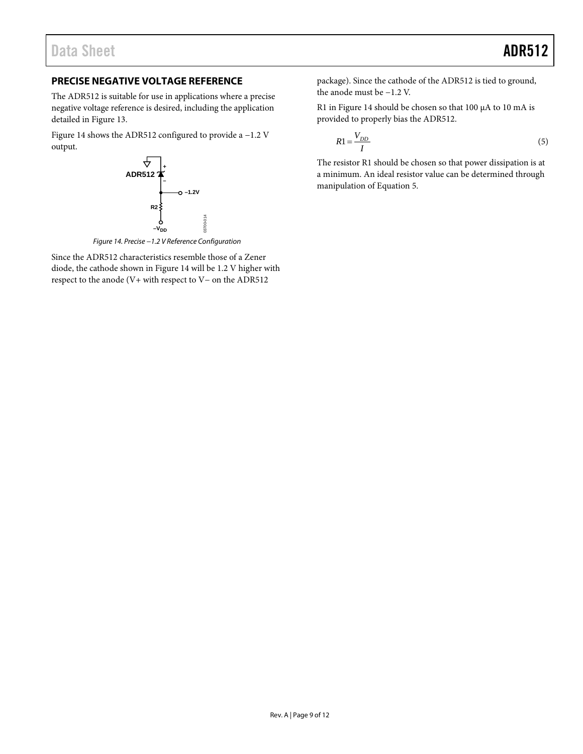## PRECISE NEGATIVE VOLTAGE REFERENCE

The ADR512 is suitable for use in applications where a precise negative voltage reference is desired, including the application detailed in Figure 13.

Figure 14 shows the ADR512 configured to provide a −1.2 V output.

*Figure 14. Precise −1.2 V Reference Configuration*

Since the ADR512 characteristics resemble those of a Zener diode, the cathode shown in Figure 14 will be 1.2 V higher with respect to the anode (V+ with respect to V− on the ADR512 package). Since the cathode of the ADR512 is tied to ground, the anode must be −1.2 V.

R1 in Figure 14 should be chosen so that 100 μA to 10 mA is provided to properly bias the ADR512.

$$R1 = \frac{V_{DD}}{I} \tag{5}$$

The resistor R1 should be chosen so that power dissipation is at a minimum. An ideal resistor value can be determined through manipulation of Equation 5.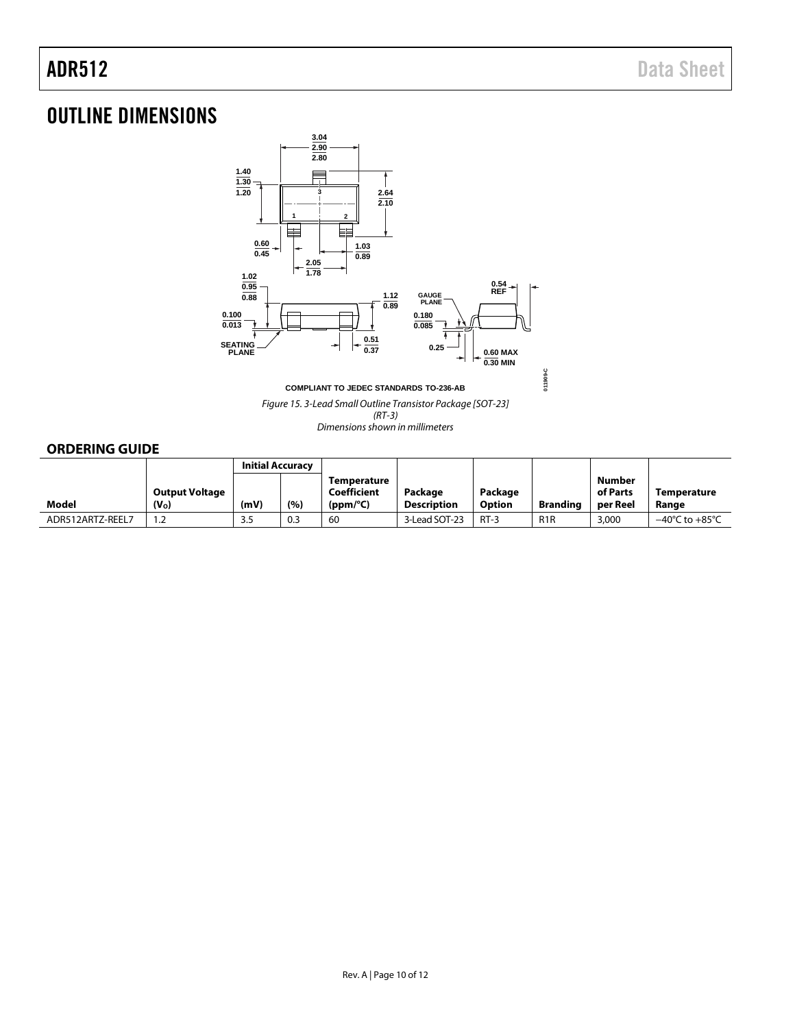# OUTLINE DIMENSIONS

COMPLIANT TO JEDEC STANDARDS TO-236-AB

*Figure 15. 3-Lead Small Outline Transistor Package [SOT-23] (RT-3) Dimensions shown in millimeters*

## ORDERING GUIDE

| Model | Output Voltage ($V_O$) | Initial Accuracy (mV) | Initial Accuracy (%) | Temperature Coefficient (ppm/°C) | Package Description | Package Option | Branding | Number of Parts per Reel | Temperature Range |
|---|---|---|---|---|---|---|---|---|---|
| ADR512ARTZ-REEL7 | 1.2 | 3.5 | 0.3 | 60 | 3-Lead SOT-23 | RT-3 | R1R | 3,000 | −40°C to +85°C |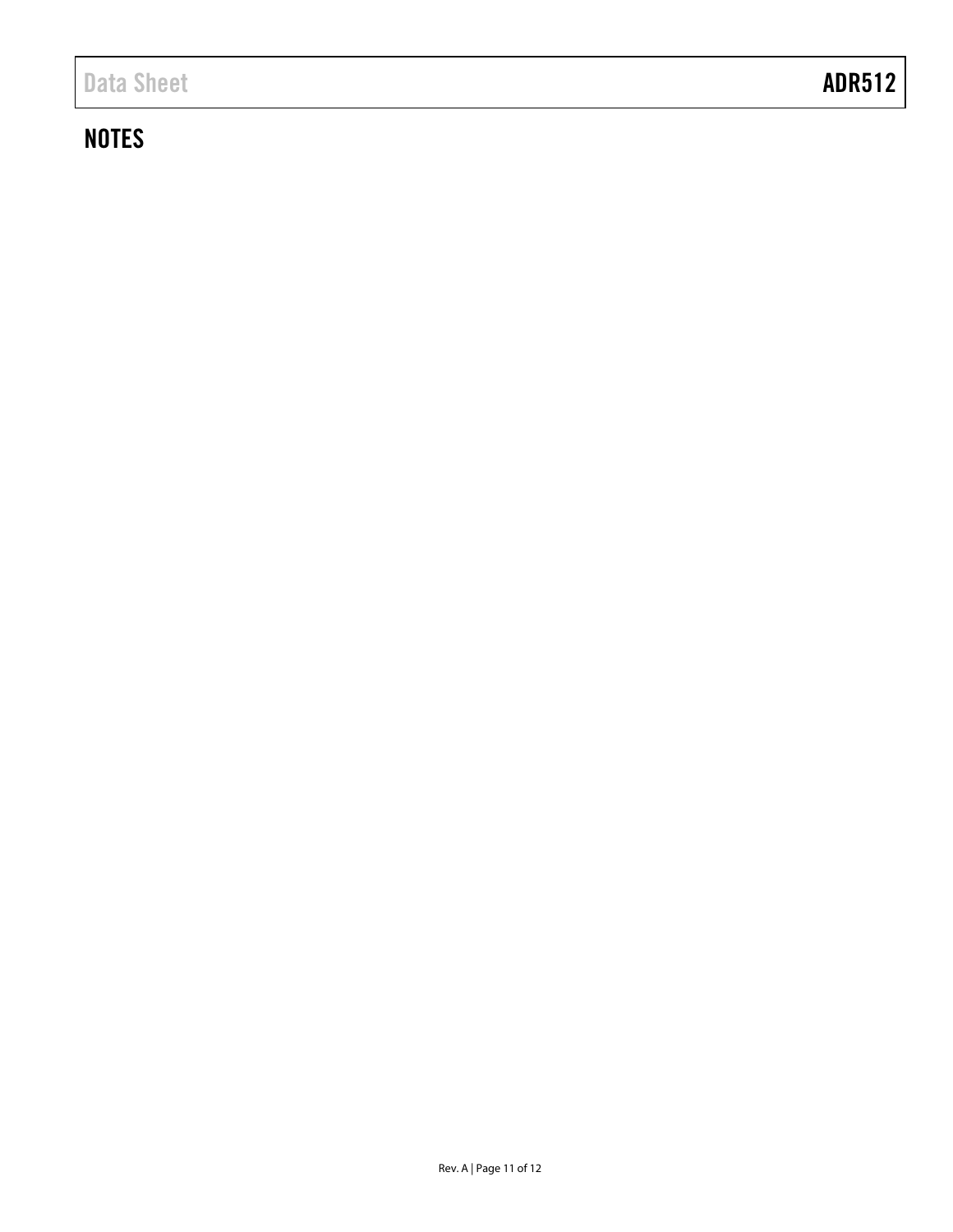## NOTES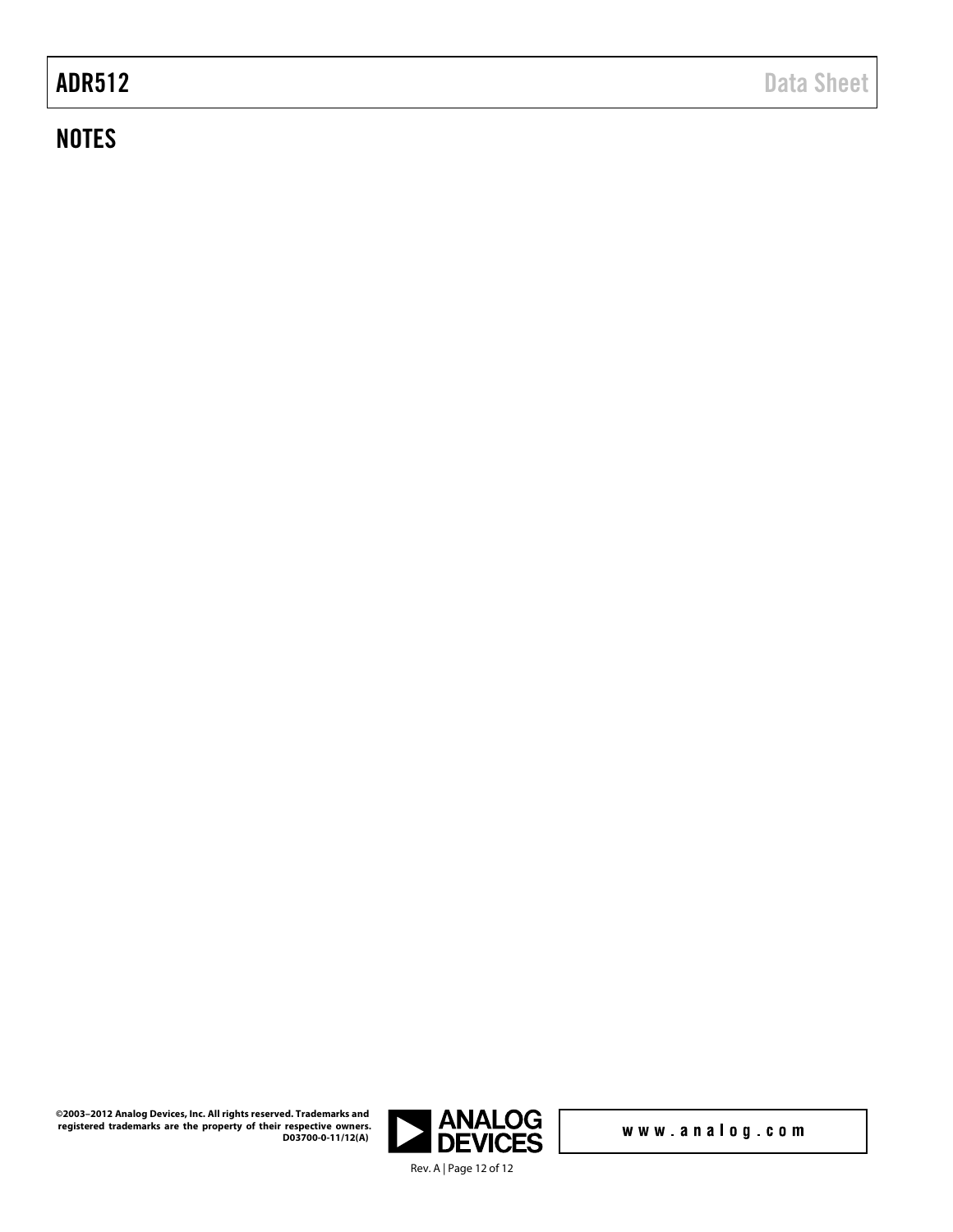## NOTES

©2003–2012 Analog Devices, Inc. All rights reserved. Trademarks and registered trademarks are the property of their respective owners.
D03700-0-11/12(A)

www.analog.com